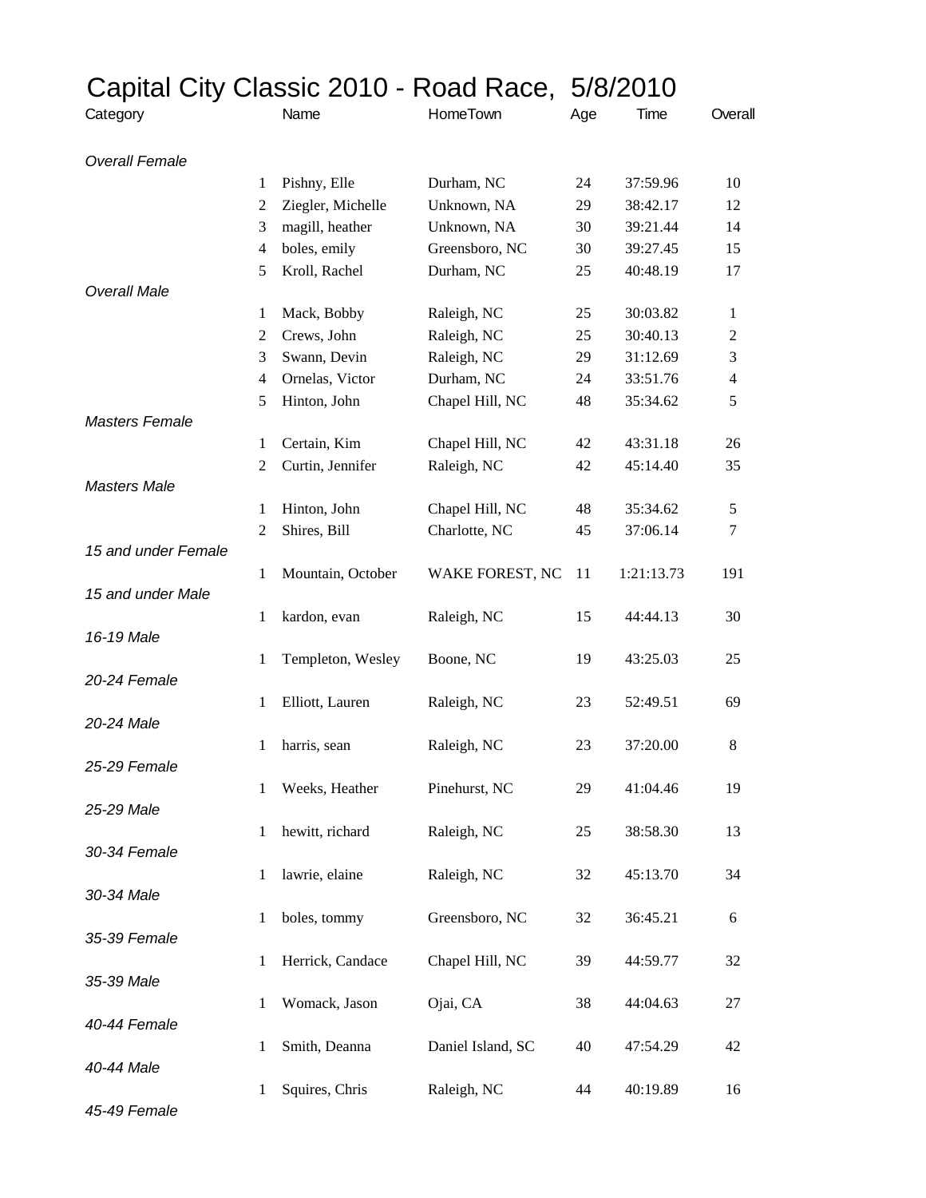# Capital City Classic 2010 - Road Race, 5/8/2010

| Category | | Name | HomeTown | Age | Time | Overall |
|---|---|---|---|---|---|---|
| *Overall Female* | | | | | | |
| | 1 | Pishny, Elle | Durham, NC | 24 | 37:59.96 | 10 |
| | 2 | Ziegler, Michelle | Unknown, NA | 29 | 38:42.17 | 12 |
| | 3 | magill, heather | Unknown, NA | 30 | 39:21.44 | 14 |
| | 4 | boles, emily | Greensboro, NC | 30 | 39:27.45 | 15 |
| | 5 | Kroll, Rachel | Durham, NC | 25 | 40:48.19 | 17 |
| *Overall Male* | | | | | | |
| | 1 | Mack, Bobby | Raleigh, NC | 25 | 30:03.82 | 1 |
| | 2 | Crews, John | Raleigh, NC | 25 | 30:40.13 | 2 |
| | 3 | Swann, Devin | Raleigh, NC | 29 | 31:12.69 | 3 |
| | 4 | Ornelas, Victor | Durham, NC | 24 | 33:51.76 | 4 |
| | 5 | Hinton, John | Chapel Hill, NC | 48 | 35:34.62 | 5 |
| *Masters Female* | | | | | | |
| | 1 | Certain, Kim | Chapel Hill, NC | 42 | 43:31.18 | 26 |
| | 2 | Curtin, Jennifer | Raleigh, NC | 42 | 45:14.40 | 35 |
| *Masters Male* | | | | | | |
| | 1 | Hinton, John | Chapel Hill, NC | 48 | 35:34.62 | 5 |
| | 2 | Shires, Bill | Charlotte, NC | 45 | 37:06.14 | 7 |
| *15 and under Female* | | | | | | |
| | 1 | Mountain, October | WAKE FOREST, NC | 11 | 1:21:13.73 | 191 |
| *15 and under Male* | | | | | | |
| | 1 | kardon, evan | Raleigh, NC | 15 | 44:44.13 | 30 |
| *16-19 Male* | | | | | | |
| | 1 | Templeton, Wesley | Boone, NC | 19 | 43:25.03 | 25 |
| *20-24 Female* | | | | | | |
| | 1 | Elliott, Lauren | Raleigh, NC | 23 | 52:49.51 | 69 |
| *20-24 Male* | | | | | | |
| | 1 | harris, sean | Raleigh, NC | 23 | 37:20.00 | 8 |
| *25-29 Female* | | | | | | |
| | 1 | Weeks, Heather | Pinehurst, NC | 29 | 41:04.46 | 19 |
| *25-29 Male* | | | | | | |
| | 1 | hewitt, richard | Raleigh, NC | 25 | 38:58.30 | 13 |
| *30-34 Female* | | | | | | |
| | 1 | lawrie, elaine | Raleigh, NC | 32 | 45:13.70 | 34 |
| *30-34 Male* | | | | | | |
| | 1 | boles, tommy | Greensboro, NC | 32 | 36:45.21 | 6 |
| *35-39 Female* | | | | | | |
| | 1 | Herrick, Candace | Chapel Hill, NC | 39 | 44:59.77 | 32 |
| *35-39 Male* | | | | | | |
| | 1 | Womack, Jason | Ojai, CA | 38 | 44:04.63 | 27 |
| *40-44 Female* | | | | | | |
| | 1 | Smith, Deanna | Daniel Island, SC | 40 | 47:54.29 | 42 |
| *40-44 Male* | | | | | | |
| | 1 | Squires, Chris | Raleigh, NC | 44 | 40:19.89 | 16 |
| *45-49 Female* | | | | | | |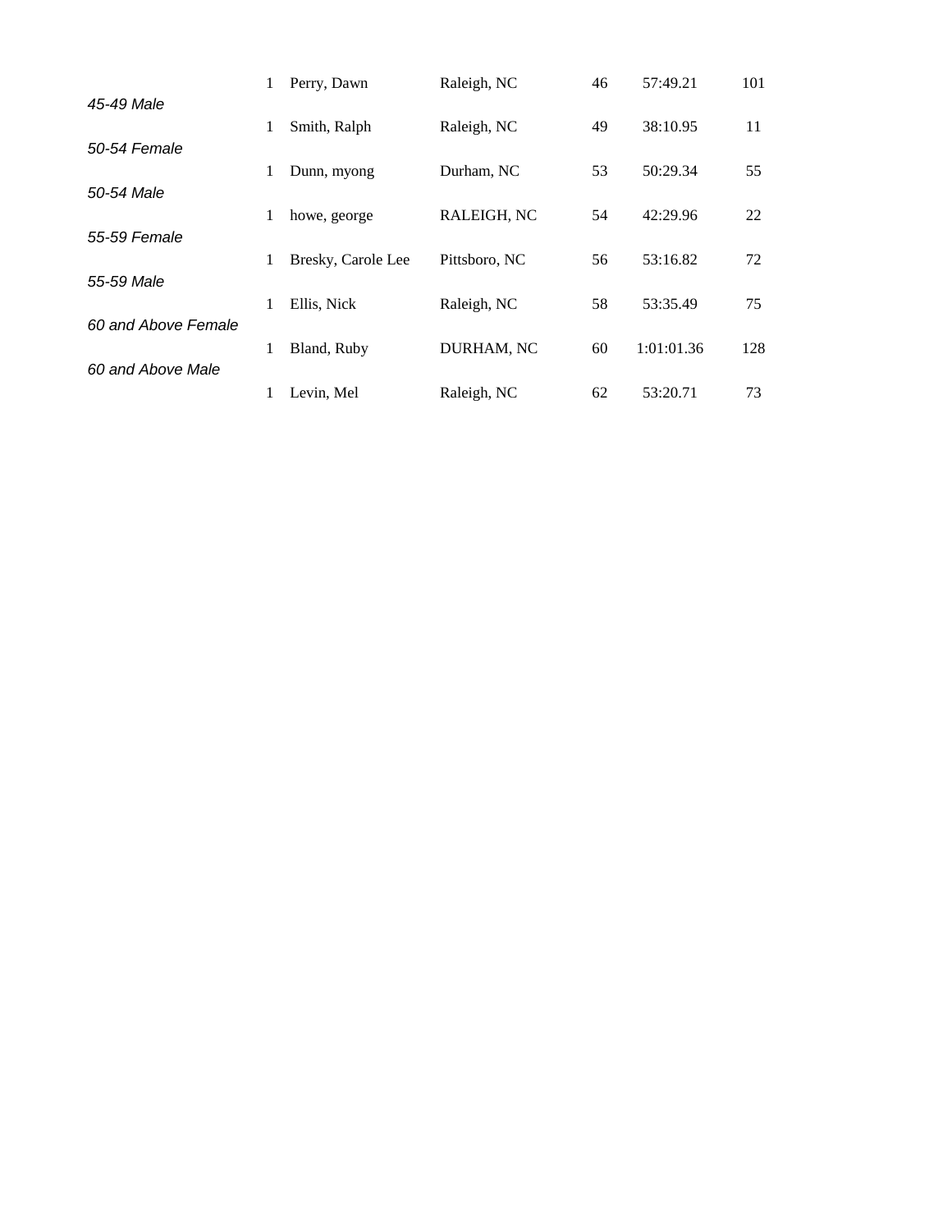| | | | | | | |
|---|---|---|---|---|---|---|
| | 1 | Perry, Dawn | Raleigh, NC | 46 | 57:49.21 | 101 |
| *45-49 Male* | | | | | | |
| | 1 | Smith, Ralph | Raleigh, NC | 49 | 38:10.95 | 11 |
| *50-54 Female* | | | | | | |
| | 1 | Dunn, myong | Durham, NC | 53 | 50:29.34 | 55 |
| *50-54 Male* | | | | | | |
| | 1 | howe, george | RALEIGH, NC | 54 | 42:29.96 | 22 |
| *55-59 Female* | | | | | | |
| | 1 | Bresky, Carole Lee | Pittsboro, NC | 56 | 53:16.82 | 72 |
| *55-59 Male* | | | | | | |
| | 1 | Ellis, Nick | Raleigh, NC | 58 | 53:35.49 | 75 |
| *60 and Above Female* | | | | | | |
| | 1 | Bland, Ruby | DURHAM, NC | 60 | 1:01:01.36 | 128 |
| *60 and Above Male* | | | | | | |
| | 1 | Levin, Mel | Raleigh, NC | 62 | 53:20.71 | 73 |